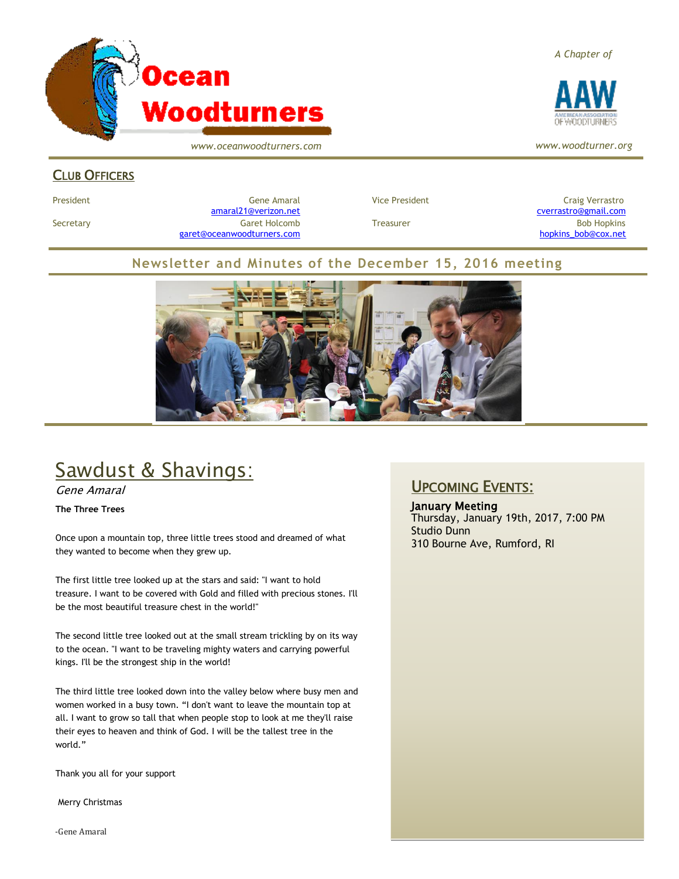# Ocean Woodturners

*www.oceanwoodturners.com*

*A Chapter of*

AAW — American Association of Woodturners

*www.woodturner.org*

## Club Officers

| | | | |
|---|---|---|---|
| President | Gene Amaral<br>amaral21@verizon.net | Vice President | Craig Verrastro<br>cverrastro@gmail.com |
| Secretary | Garet Holcomb<br>garet@oceanwoodturners.com | Treasurer | Bob Hopkins<br>hopkins_bob@cox.net |

## Newsletter and Minutes of the December 15, 2016 meeting

# Sawdust & Shavings:

*Gene Amaral*

**The Three Trees**

Once upon a mountain top, three little trees stood and dreamed of what they wanted to become when they grew up.

The first little tree looked up at the stars and said: "I want to hold treasure. I want to be covered with Gold and filled with precious stones. I'll be the most beautiful treasure chest in the world!"

The second little tree looked out at the small stream trickling by on its way to the ocean. "I want to be traveling mighty waters and carrying powerful kings. I'll be the strongest ship in the world!

The third little tree looked down into the valley below where busy men and women worked in a busy town. "I don't want to leave the mountain top at all. I want to grow so tall that when people stop to look at me they'll raise their eyes to heaven and think of God. I will be the tallest tree in the world."

Thank you all for your support

Merry Christmas

-Gene Amaral

## Upcoming Events:

**January Meeting**
Thursday, January 19th, 2017, 7:00 PM
Studio Dunn
310 Bourne Ave, Rumford, RI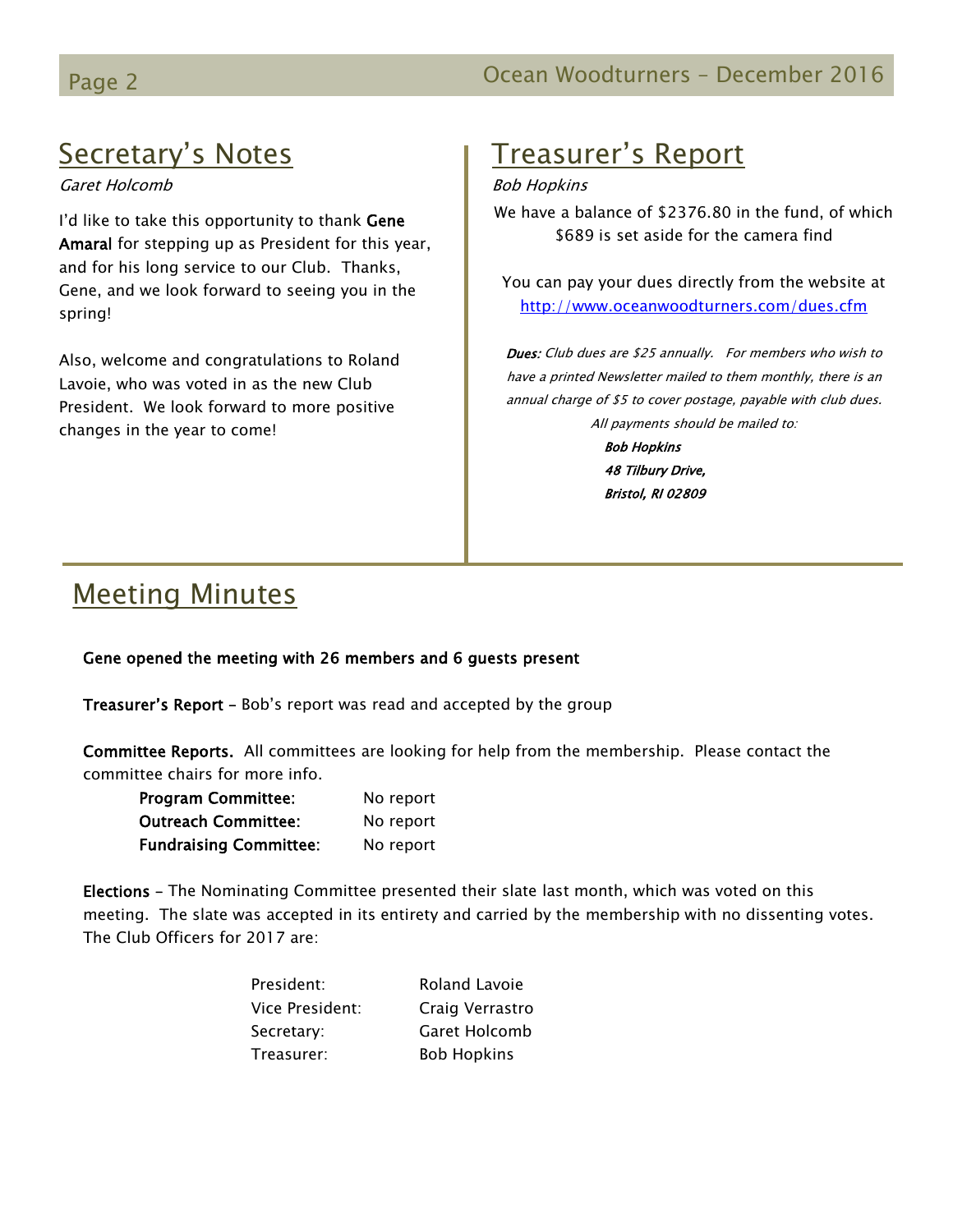## Secretary's Notes

*Garet Holcomb*

I'd like to take this opportunity to thank **Gene Amaral** for stepping up as President for this year, and for his long service to our Club. Thanks, Gene, and we look forward to seeing you in the spring!

Also, welcome and congratulations to Roland Lavoie, who was voted in as the new Club President. We look forward to more positive changes in the year to come!

## Treasurer's Report

*Bob Hopkins*

We have a balance of $2376.80 in the fund, of which $689 is set aside for the camera find

You can pay your dues directly from the website at http://www.oceanwoodturners.com/dues.cfm

***Dues:*** *Club dues are $25 annually. For members who wish to have a printed Newsletter mailed to them monthly, there is an annual charge of $5 to cover postage, payable with club dues. All payments should be mailed to:*

***Bob Hopkins***
***48 Tilbury Drive,***
***Bristol, RI 02809***

## Meeting Minutes

**Gene opened the meeting with 26 members and 6 guests present**

**Treasurer's Report** – Bob's report was read and accepted by the group

**Committee Reports.** All committees are looking for help from the membership. Please contact the committee chairs for more info.

| | |
|---|---|
| **Program Committee:** | No report |
| **Outreach Committee:** | No report |
| **Fundraising Committee:** | No report |

**Elections** – The Nominating Committee presented their slate last month, which was voted on this meeting. The slate was accepted in its entirety and carried by the membership with no dissenting votes. The Club Officers for 2017 are:

| | |
|---|---|
| President: | Roland Lavoie |
| Vice President: | Craig Verrastro |
| Secretary: | Garet Holcomb |
| Treasurer: | Bob Hopkins |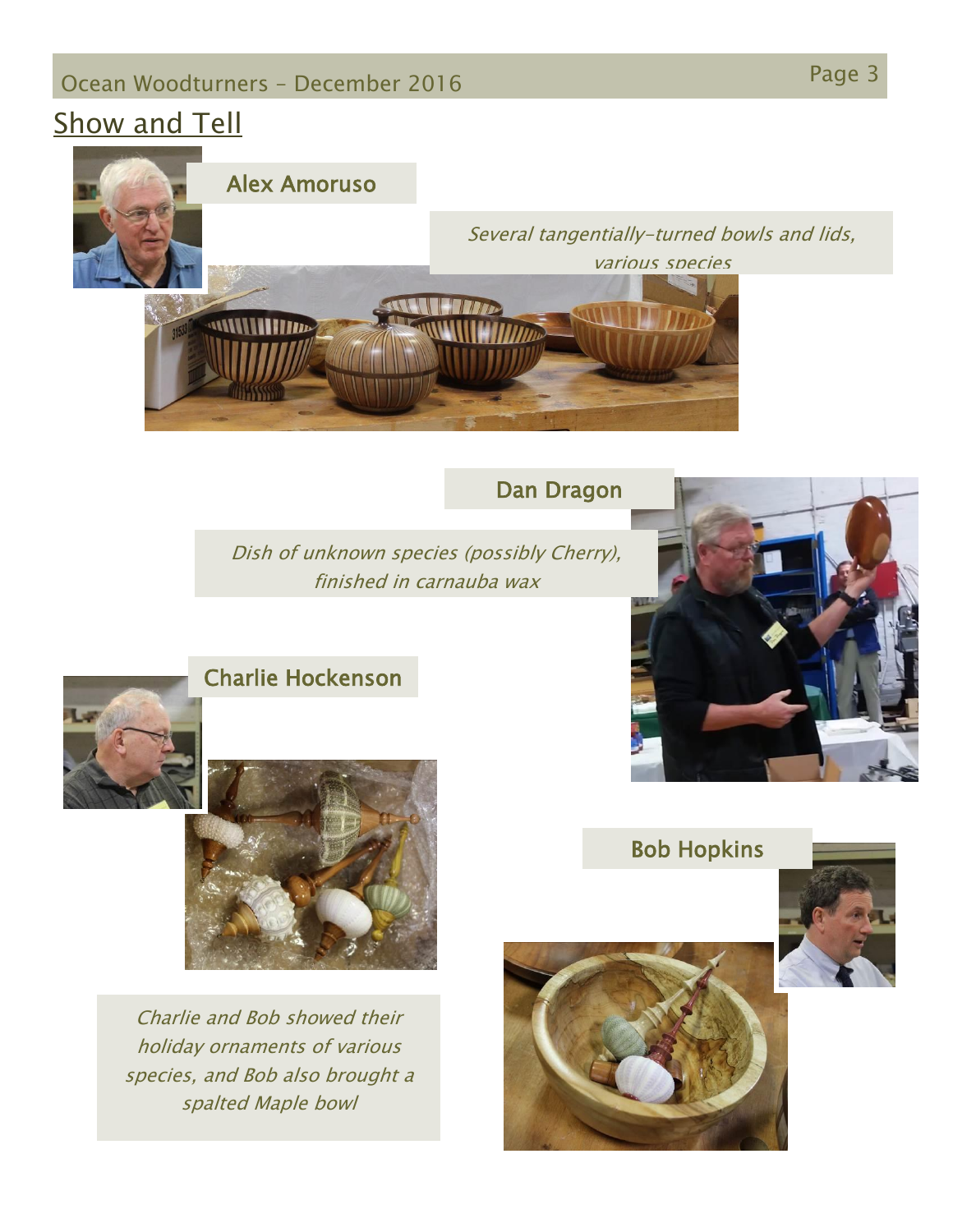## Show and Tell

### Alex Amoruso

*Several tangentially-turned bowls and lids, various species*

### Dan Dragon

*Dish of unknown species (possibly Cherry), finished in carnauba wax*

### Charlie Hockenson

*Charlie and Bob showed their holiday ornaments of various species, and Bob also brought a spalted Maple bowl*

### Bob Hopkins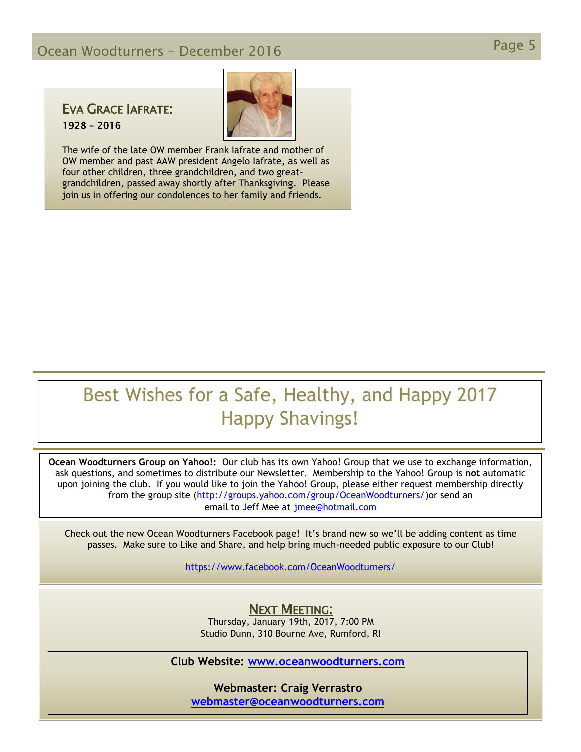## Eva Grace Iafrate:

**1928 – 2016**

The wife of the late OW member Frank Iafrate and mother of OW member and past AAW president Angelo Iafrate, as well as four other children, three grandchildren, and two great-grandchildren, passed away shortly after Thanksgiving. Please join us in offering our condolences to her family and friends.

# Best Wishes for a Safe, Healthy, and Happy 2017
# Happy Shavings!

**Ocean Woodturners Group on Yahoo!:** Our club has its own Yahoo! Group that we use to exchange information, ask questions, and sometimes to distribute our Newsletter. Membership to the Yahoo! Group is **not** automatic upon joining the club. If you would like to join the Yahoo! Group, please either request membership directly from the group site (http://groups.yahoo.com/group/OceanWoodturners/)or send an email to Jeff Mee at jmee@hotmail.com

Check out the new Ocean Woodturners Facebook page! It's brand new so we'll be adding content as time passes. Make sure to Like and Share, and help bring much-needed public exposure to our Club!

https://www.facebook.com/OceanWoodturners/

## Next Meeting:

Thursday, January 19th, 2017, 7:00 PM
Studio Dunn, 310 Bourne Ave, Rumford, RI

**Club Website: www.oceanwoodturners.com**

**Webmaster: Craig Verrastro**
**webmaster@oceanwoodturners.com**